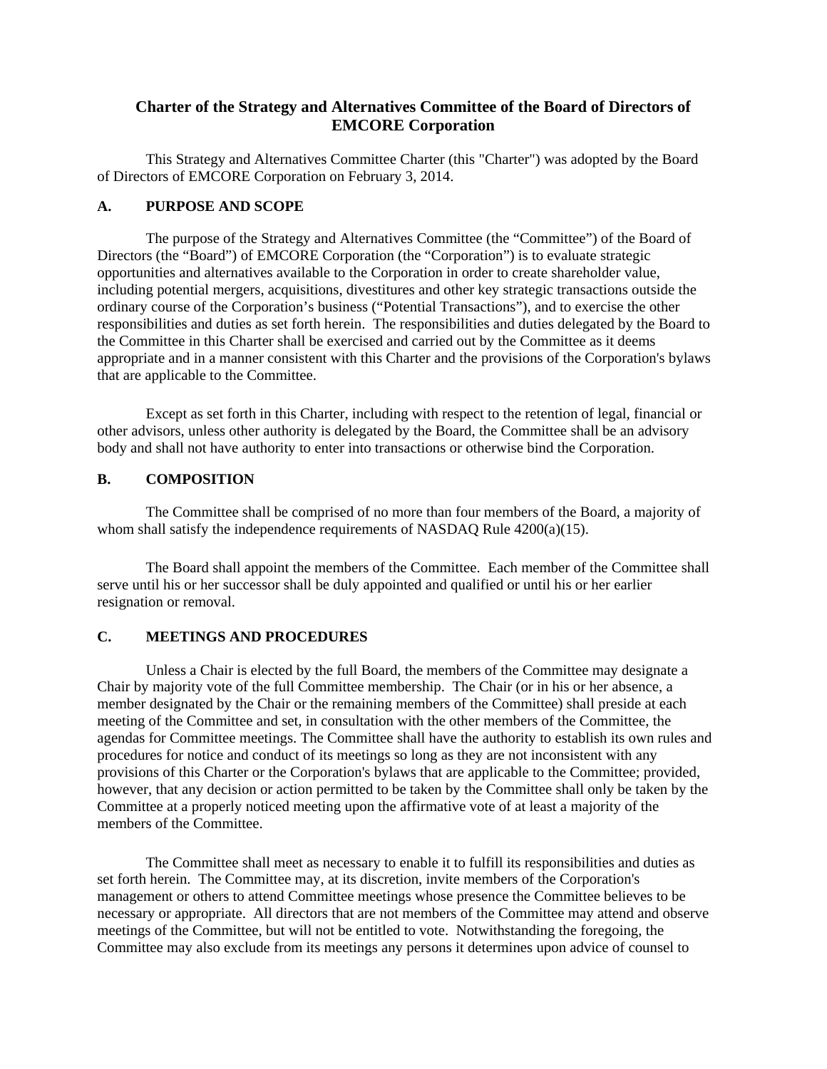# Charter of the Strategy and Alternatives Committee of the Board of Directors of EMCORE Corporation

This Strategy and Alternatives Committee Charter (this "Charter") was adopted by the Board of Directors of EMCORE Corporation on February 3, 2014.

## A. PURPOSE AND SCOPE

The purpose of the Strategy and Alternatives Committee (the "Committee") of the Board of Directors (the "Board") of EMCORE Corporation (the "Corporation") is to evaluate strategic opportunities and alternatives available to the Corporation in order to create shareholder value, including potential mergers, acquisitions, divestitures and other key strategic transactions outside the ordinary course of the Corporation's business ("Potential Transactions"), and to exercise the other responsibilities and duties as set forth herein. The responsibilities and duties delegated by the Board to the Committee in this Charter shall be exercised and carried out by the Committee as it deems appropriate and in a manner consistent with this Charter and the provisions of the Corporation's bylaws that are applicable to the Committee.

Except as set forth in this Charter, including with respect to the retention of legal, financial or other advisors, unless other authority is delegated by the Board, the Committee shall be an advisory body and shall not have authority to enter into transactions or otherwise bind the Corporation.

## B. COMPOSITION

The Committee shall be comprised of no more than four members of the Board, a majority of whom shall satisfy the independence requirements of NASDAQ Rule 4200(a)(15).

The Board shall appoint the members of the Committee. Each member of the Committee shall serve until his or her successor shall be duly appointed and qualified or until his or her earlier resignation or removal.

## C. MEETINGS AND PROCEDURES

Unless a Chair is elected by the full Board, the members of the Committee may designate a Chair by majority vote of the full Committee membership. The Chair (or in his or her absence, a member designated by the Chair or the remaining members of the Committee) shall preside at each meeting of the Committee and set, in consultation with the other members of the Committee, the agendas for Committee meetings. The Committee shall have the authority to establish its own rules and procedures for notice and conduct of its meetings so long as they are not inconsistent with any provisions of this Charter or the Corporation's bylaws that are applicable to the Committee; provided, however, that any decision or action permitted to be taken by the Committee shall only be taken by the Committee at a properly noticed meeting upon the affirmative vote of at least a majority of the members of the Committee.

The Committee shall meet as necessary to enable it to fulfill its responsibilities and duties as set forth herein. The Committee may, at its discretion, invite members of the Corporation's management or others to attend Committee meetings whose presence the Committee believes to be necessary or appropriate. All directors that are not members of the Committee may attend and observe meetings of the Committee, but will not be entitled to vote. Notwithstanding the foregoing, the Committee may also exclude from its meetings any persons it determines upon advice of counsel to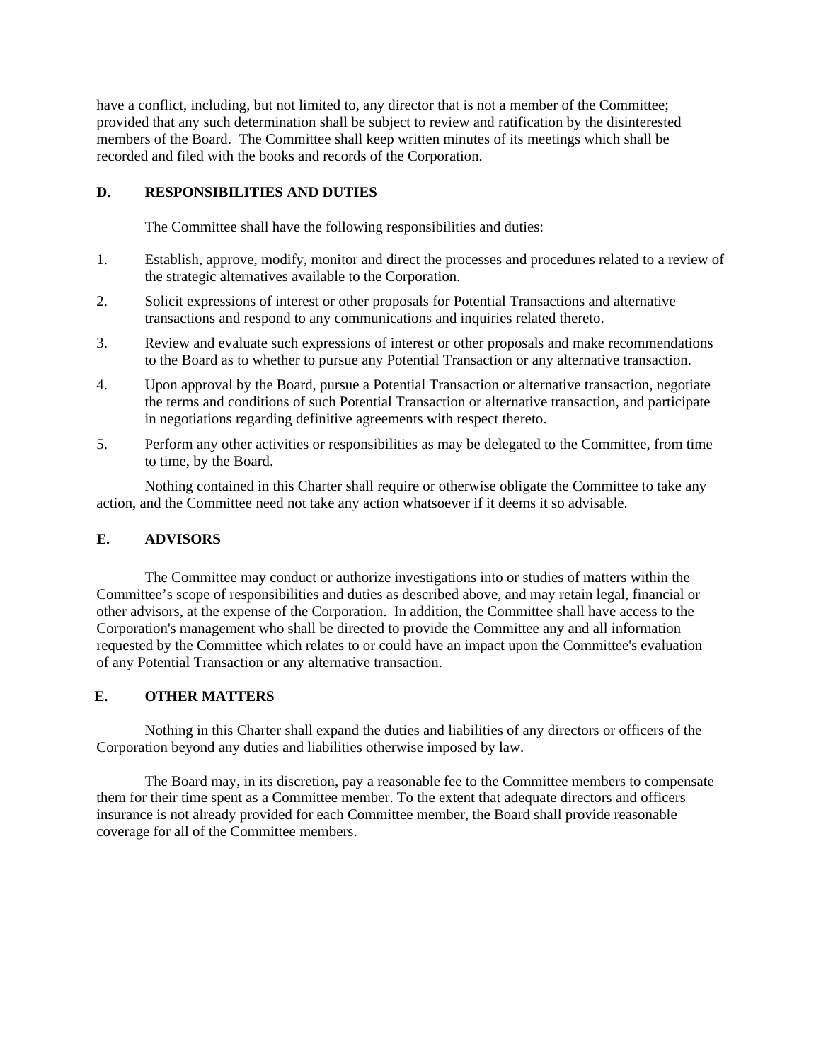have a conflict, including, but not limited to, any director that is not a member of the Committee; provided that any such determination shall be subject to review and ratification by the disinterested members of the Board. The Committee shall keep written minutes of its meetings which shall be recorded and filed with the books and records of the Corporation.

## D. RESPONSIBILITIES AND DUTIES

The Committee shall have the following responsibilities and duties:

1. Establish, approve, modify, monitor and direct the processes and procedures related to a review of the strategic alternatives available to the Corporation.
2. Solicit expressions of interest or other proposals for Potential Transactions and alternative transactions and respond to any communications and inquiries related thereto.
3. Review and evaluate such expressions of interest or other proposals and make recommendations to the Board as to whether to pursue any Potential Transaction or any alternative transaction.
4. Upon approval by the Board, pursue a Potential Transaction or alternative transaction, negotiate the terms and conditions of such Potential Transaction or alternative transaction, and participate in negotiations regarding definitive agreements with respect thereto.
5. Perform any other activities or responsibilities as may be delegated to the Committee, from time to time, by the Board.

Nothing contained in this Charter shall require or otherwise obligate the Committee to take any action, and the Committee need not take any action whatsoever if it deems it so advisable.

## E. ADVISORS

The Committee may conduct or authorize investigations into or studies of matters within the Committee's scope of responsibilities and duties as described above, and may retain legal, financial or other advisors, at the expense of the Corporation. In addition, the Committee shall have access to the Corporation's management who shall be directed to provide the Committee any and all information requested by the Committee which relates to or could have an impact upon the Committee's evaluation of any Potential Transaction or any alternative transaction.

## E. OTHER MATTERS

Nothing in this Charter shall expand the duties and liabilities of any directors or officers of the Corporation beyond any duties and liabilities otherwise imposed by law.

The Board may, in its discretion, pay a reasonable fee to the Committee members to compensate them for their time spent as a Committee member. To the extent that adequate directors and officers insurance is not already provided for each Committee member, the Board shall provide reasonable coverage for all of the Committee members.